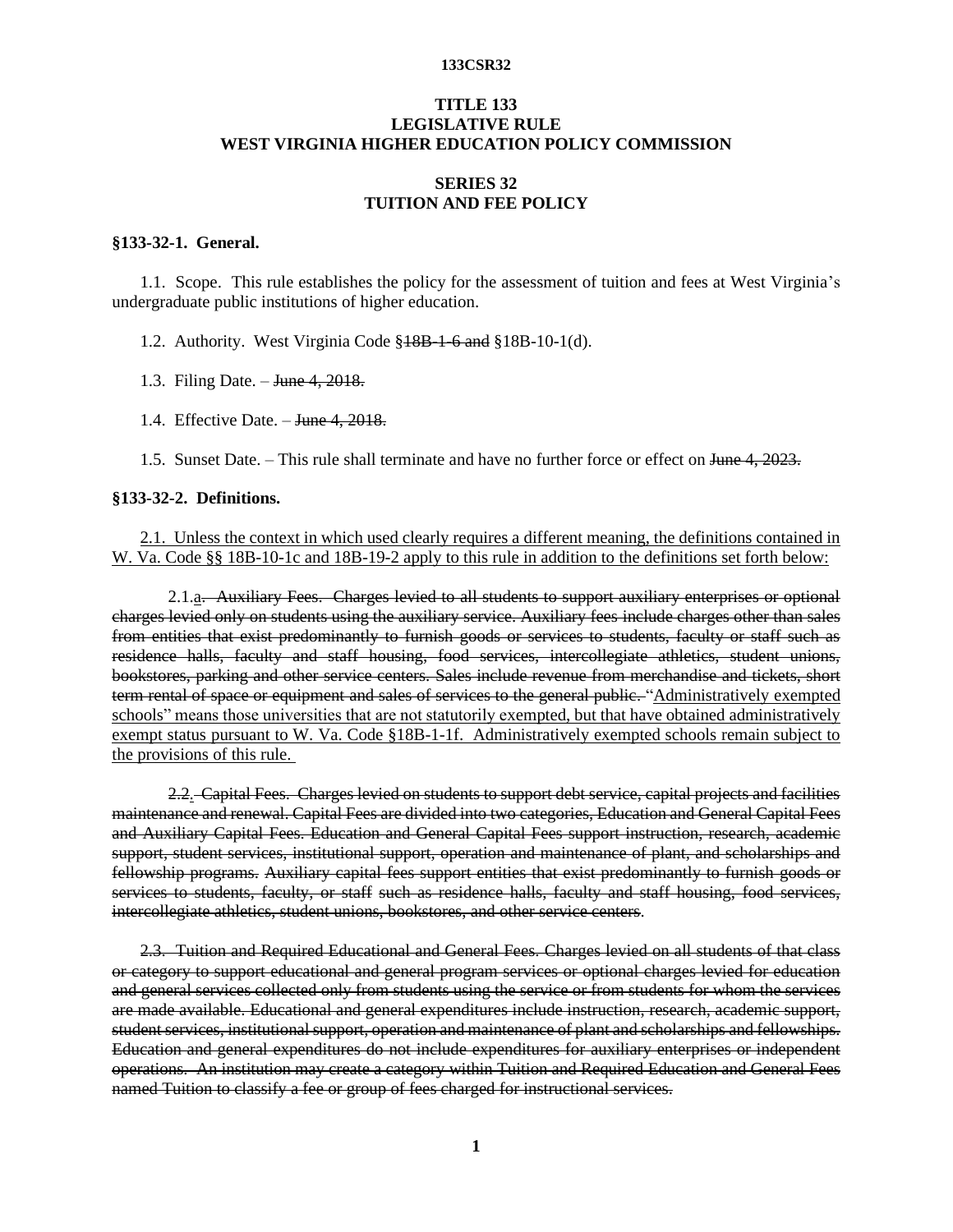# TITLE 133
# LEGISLATIVE RULE
# WEST VIRGINIA HIGHER EDUCATION POLICY COMMISSION

## SERIES 32
## TUITION AND FEE POLICY

### §133-32-1. General.

1.1. Scope. This rule establishes the policy for the assessment of tuition and fees at West Virginia's undergraduate public institutions of higher education.

1.2. Authority. West Virginia Code §~~18B-1-6 and~~ §18B-10-1(d).

1.3. Filing Date. – ~~June 4, 2018.~~

1.4. Effective Date. – ~~June 4, 2018.~~

1.5. Sunset Date. – This rule shall terminate and have no further force or effect on ~~June 4, 2023.~~

### §133-32-2. Definitions.

<u>2.1. Unless the context in which used clearly requires a different meaning, the definitions contained in W. Va. Code §§ 18B-10-1c and 18B-19-2 apply to this rule in addition to the definitions set forth below:</u>

2.1.<u>a</u>~~. Auxiliary Fees. Charges levied to all students to support auxiliary enterprises or optional charges levied only on students using the auxiliary service. Auxiliary fees include charges other than sales from entities that exist predominantly to furnish goods or services to students, faculty or staff such as residence halls, faculty and staff housing, food services, intercollegiate athletics, student unions, bookstores, parking and other service centers. Sales include revenue from merchandise and tickets, short term rental of space or equipment and sales of services to the general public.~~ <u>"Administratively exempted schools" means those universities that are not statutorily exempted, but that have obtained administratively exempt status pursuant to W. Va. Code §18B-1-1f. Administratively exempted schools remain subject to the provisions of this rule.</u>

~~2.2. Capital Fees. Charges levied on students to support debt service, capital projects and facilities maintenance and renewal. Capital Fees are divided into two categories, Education and General Capital Fees and Auxiliary Capital Fees. Education and General Capital Fees support instruction, research, academic support, student services, institutional support, operation and maintenance of plant, and scholarships and fellowship programs. Auxiliary capital fees support entities that exist predominantly to furnish goods or services to students, faculty, or staff such as residence halls, faculty and staff housing, food services, intercollegiate athletics, student unions, bookstores, and other service centers.~~

~~2.3. Tuition and Required Educational and General Fees. Charges levied on all students of that class or category to support educational and general program services or optional charges levied for education and general services collected only from students using the service or from students for whom the services are made available. Educational and general expenditures include instruction, research, academic support, student services, institutional support, operation and maintenance of plant and scholarships and fellowships. Education and general expenditures do not include expenditures for auxiliary enterprises or independent operations. An institution may create a category within Tuition and Required Education and General Fees named Tuition to classify a fee or group of fees charged for instructional services.~~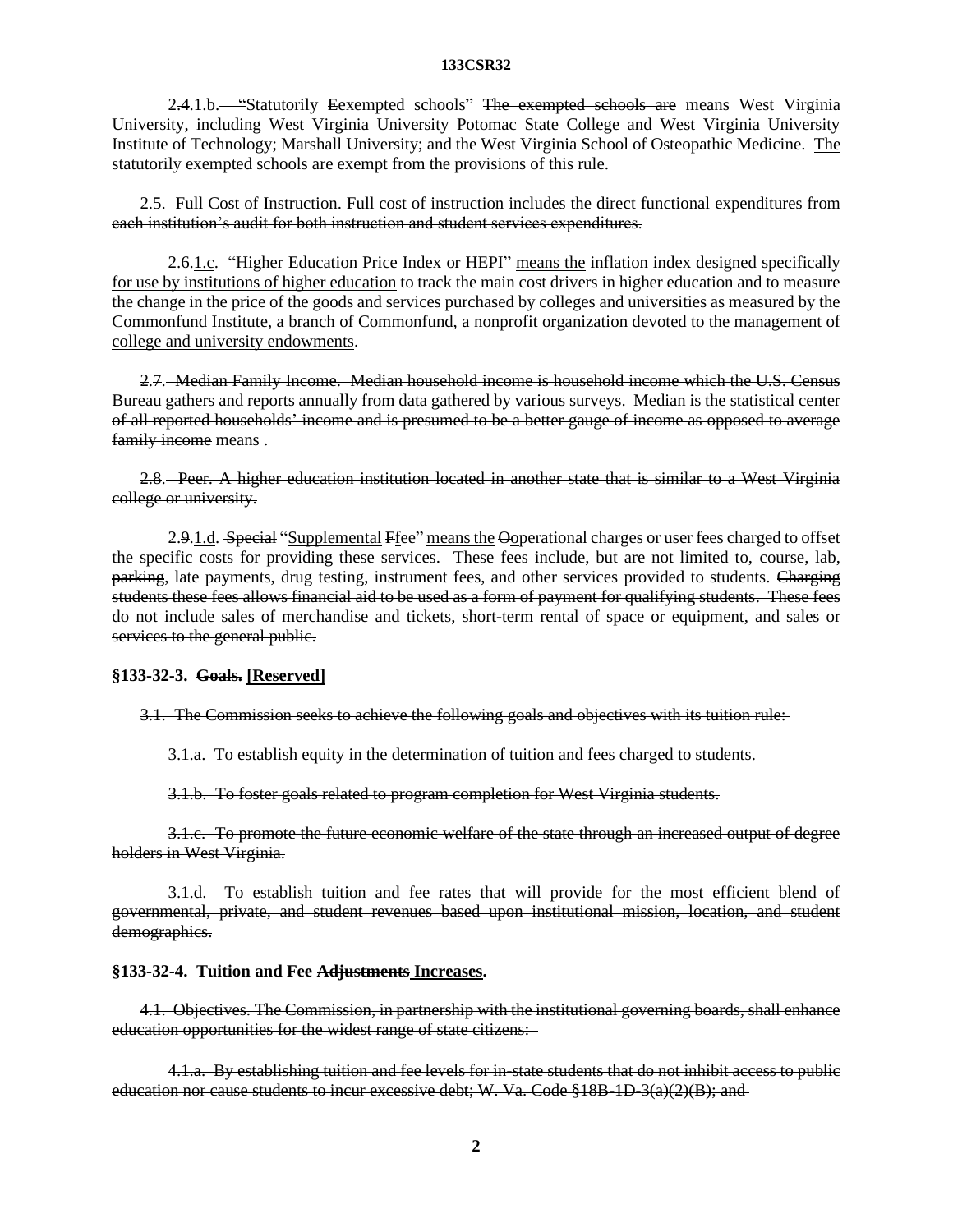2.4.1.b. "Statutorily Eexempted schools" The exempted schools are means West Virginia University, including West Virginia University Potomac State College and West Virginia University Institute of Technology; Marshall University; and the West Virginia School of Osteopathic Medicine. The statutorily exempted schools are exempt from the provisions of this rule.

2.5. Full Cost of Instruction. Full cost of instruction includes the direct functional expenditures from each institution's audit for both instruction and student services expenditures.

2.6.1.c. "Higher Education Price Index or HEPI" means the inflation index designed specifically for use by institutions of higher education to track the main cost drivers in higher education and to measure the change in the price of the goods and services purchased by colleges and universities as measured by the Commonfund Institute, a branch of Commonfund, a nonprofit organization devoted to the management of college and university endowments.

2.7. Median Family Income. Median household income is household income which the U.S. Census Bureau gathers and reports annually from data gathered by various surveys. Median is the statistical center of all reported households' income and is presumed to be a better gauge of income as opposed to average family income means .

2.8. Peer. A higher education institution located in another state that is similar to a West Virginia college or university.

2.9.1.d. Special "Supplemental Ffee" means the Ooperational charges or user fees charged to offset the specific costs for providing these services. These fees include, but are not limited to, course, lab, parking, late payments, drug testing, instrument fees, and other services provided to students. Charging students these fees allows financial aid to be used as a form of payment for qualifying students. These fees do not include sales of merchandise and tickets, short-term rental of space or equipment, and sales or services to the general public.

**§133-32-3. Goals. [Reserved]**

3.1. The Commission seeks to achieve the following goals and objectives with its tuition rule:

3.1.a. To establish equity in the determination of tuition and fees charged to students.

3.1.b. To foster goals related to program completion for West Virginia students.

3.1.c. To promote the future economic welfare of the state through an increased output of degree holders in West Virginia.

3.1.d. To establish tuition and fee rates that will provide for the most efficient blend of governmental, private, and student revenues based upon institutional mission, location, and student demographics.

**§133-32-4. Tuition and Fee Adjustments Increases.**

4.1. Objectives. The Commission, in partnership with the institutional governing boards, shall enhance education opportunities for the widest range of state citizens:

4.1.a. By establishing tuition and fee levels for in-state students that do not inhibit access to public education nor cause students to incur excessive debt; W. Va. Code §18B-1D-3(a)(2)(B); and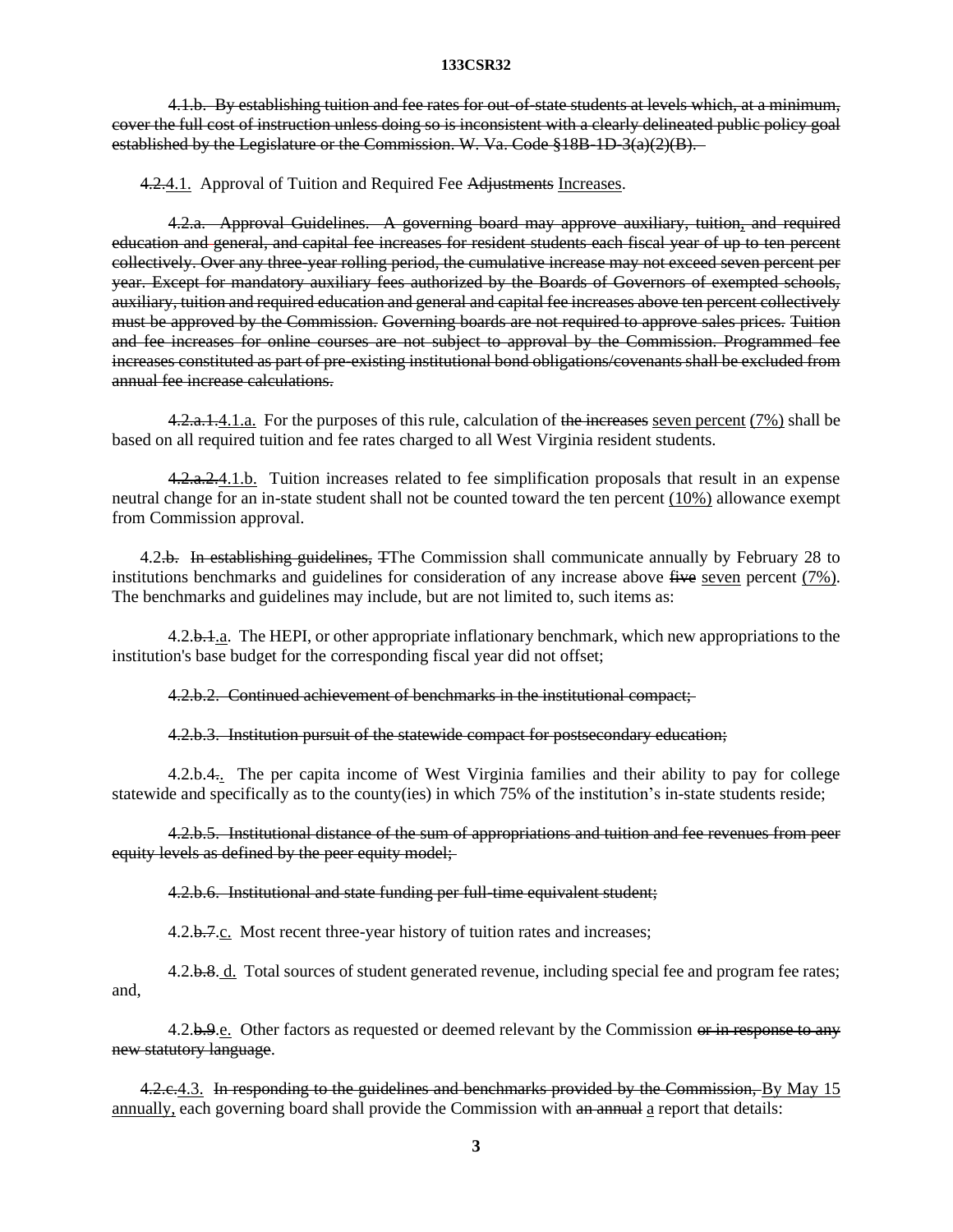~~4.1.b. By establishing tuition and fee rates for out-of-state students at levels which, at a minimum, cover the full cost of instruction unless doing so is inconsistent with a clearly delineated public policy goal established by the Legislature or the Commission. W. Va. Code §18B-1D-3(a)(2)(B).~~

~~4.2.~~<u>4.1.</u> Approval of Tuition and Required Fee ~~Adjustments~~ <u>Increases</u>.

~~4.2.a. Approval Guidelines. A governing board may approve auxiliary, tuition, and required education and general, and capital fee increases for resident students each fiscal year of up to ten percent collectively. Over any three-year rolling period, the cumulative increase may not exceed seven percent per year. Except for mandatory auxiliary fees authorized by the Boards of Governors of exempted schools, auxiliary, tuition and required education and general and capital fee increases above ten percent collectively must be approved by the Commission. Governing boards are not required to approve sales prices. Tuition and fee increases for online courses are not subject to approval by the Commission. Programmed fee increases constituted as part of pre-existing institutional bond obligations/covenants shall be excluded from annual fee increase calculations.~~

~~4.2.a.1.~~<u>4.1.a.</u> For the purposes of this rule, calculation of ~~the increases~~ <u>seven percent (7%)</u> shall be based on all required tuition and fee rates charged to all West Virginia resident students.

~~4.2.a.2.~~<u>4.1.b.</u> Tuition increases related to fee simplification proposals that result in an expense neutral change for an in-state student shall not be counted toward the ten percent <u>(10%)</u> allowance exempt from Commission approval.

4.2.~~b. In establishing guidelines, T~~The Commission shall communicate annually by February 28 to institutions benchmarks and guidelines for consideration of any increase above ~~five~~ <u>seven</u> percent <u>(7%)</u>. The benchmarks and guidelines may include, but are not limited to, such items as:

4.2.~~b.1.~~<u>a</u>. The HEPI, or other appropriate inflationary benchmark, which new appropriations to the institution's base budget for the corresponding fiscal year did not offset;

~~4.2.b.2. Continued achievement of benchmarks in the institutional compact;~~

~~4.2.b.3. Institution pursuit of the statewide compact for postsecondary education;~~

4.2.b.~~4.~~<u>.</u> The per capita income of West Virginia families and their ability to pay for college statewide and specifically as to the county(ies) in which 75% of the institution's in-state students reside;

~~4.2.b.5. Institutional distance of the sum of appropriations and tuition and fee revenues from peer equity levels as defined by the peer equity model;~~

~~4.2.b.6. Institutional and state funding per full-time equivalent student;~~

4.2.~~b.7.~~<u>c.</u> Most recent three-year history of tuition rates and increases;

4.2.~~b.8.~~ <u>d.</u> Total sources of student generated revenue, including special fee and program fee rates; and,

4.2.~~b.9.~~<u>e.</u> Other factors as requested or deemed relevant by the Commission ~~or in response to any new statutory language~~.

~~4.2.c.~~<u>4.3.</u> ~~In responding to the guidelines and benchmarks provided by the Commission,~~ <u>By May 15 annually,</u> each governing board shall provide the Commission with ~~an annual~~ <u>a</u> report that details: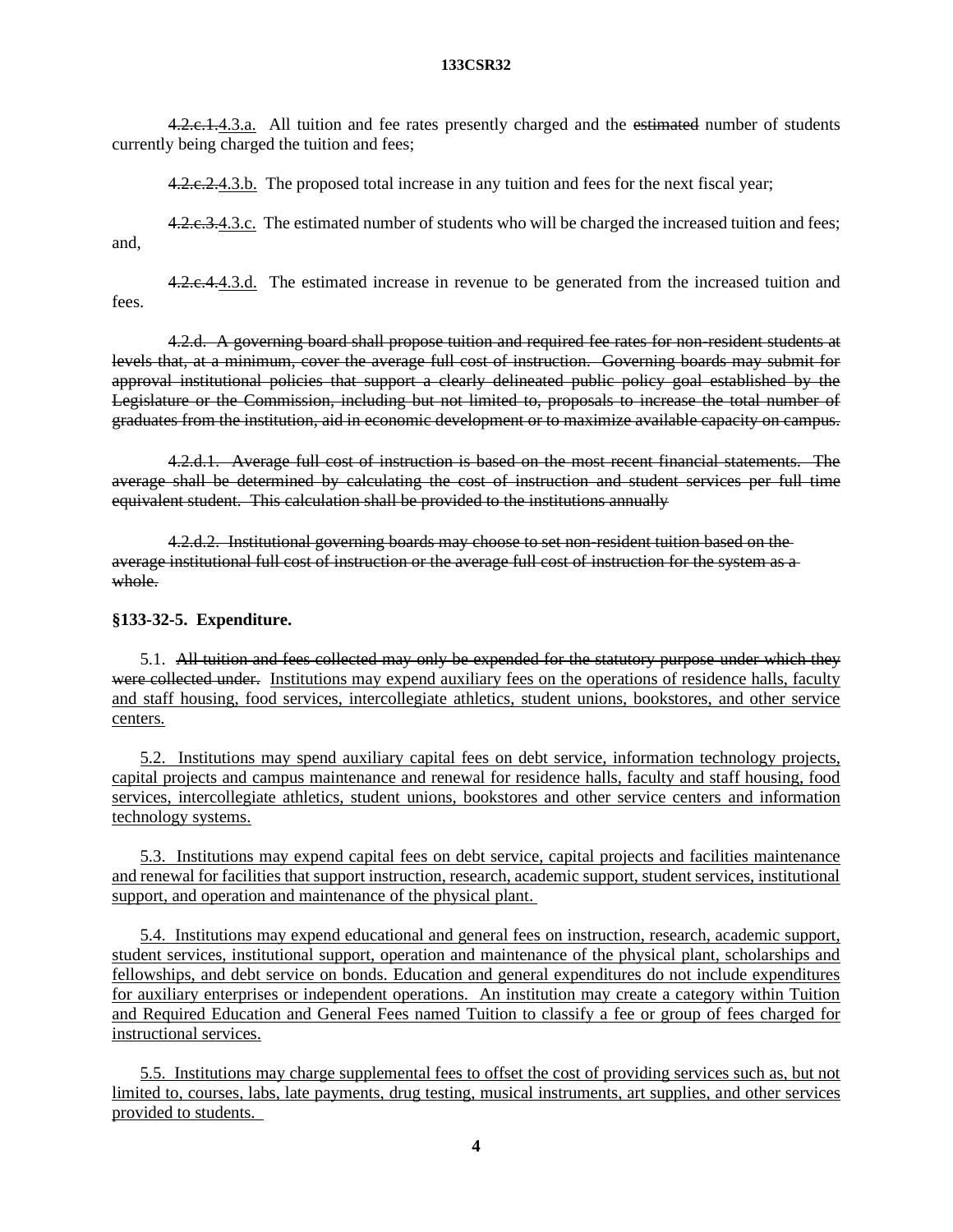~~4.2.c.1.~~<u>4.3.a.</u> All tuition and fee rates presently charged and the ~~estimated~~ number of students currently being charged the tuition and fees;

~~4.2.c.2.~~<u>4.3.b.</u> The proposed total increase in any tuition and fees for the next fiscal year;

~~4.2.c.3.~~<u>4.3.c.</u> The estimated number of students who will be charged the increased tuition and fees; and,

~~4.2.c.4.~~<u>4.3.d.</u> The estimated increase in revenue to be generated from the increased tuition and fees.

~~4.2.d. A governing board shall propose tuition and required fee rates for non-resident students at levels that, at a minimum, cover the average full cost of instruction. Governing boards may submit for approval institutional policies that support a clearly delineated public policy goal established by the Legislature or the Commission, including but not limited to, proposals to increase the total number of graduates from the institution, aid in economic development or to maximize available capacity on campus.~~

~~4.2.d.1. Average full cost of instruction is based on the most recent financial statements. The average shall be determined by calculating the cost of instruction and student services per full time equivalent student. This calculation shall be provided to the institutions annually~~

~~4.2.d.2. Institutional governing boards may choose to set non-resident tuition based on the average institutional full cost of instruction or the average full cost of instruction for the system as a whole.~~

**§133-32-5. Expenditure.**

5.1. ~~All tuition and fees collected may only be expended for the statutory purpose under which they were collected under.~~ <u>Institutions may expend auxiliary fees on the operations of residence halls, faculty and staff housing, food services, intercollegiate athletics, student unions, bookstores, and other service centers.</u>

<u>5.2. Institutions may spend auxiliary capital fees on debt service, information technology projects, capital projects and campus maintenance and renewal for residence halls, faculty and staff housing, food services, intercollegiate athletics, student unions, bookstores and other service centers and information technology systems.</u>

<u>5.3. Institutions may expend capital fees on debt service, capital projects and facilities maintenance and renewal for facilities that support instruction, research, academic support, student services, institutional support, and operation and maintenance of the physical plant.</u>

<u>5.4. Institutions may expend educational and general fees on instruction, research, academic support, student services, institutional support, operation and maintenance of the physical plant, scholarships and fellowships, and debt service on bonds. Education and general expenditures do not include expenditures for auxiliary enterprises or independent operations. An institution may create a category within Tuition and Required Education and General Fees named Tuition to classify a fee or group of fees charged for instructional services.</u>

<u>5.5. Institutions may charge supplemental fees to offset the cost of providing services such as, but not limited to, courses, labs, late payments, drug testing, musical instruments, art supplies, and other services provided to students.</u>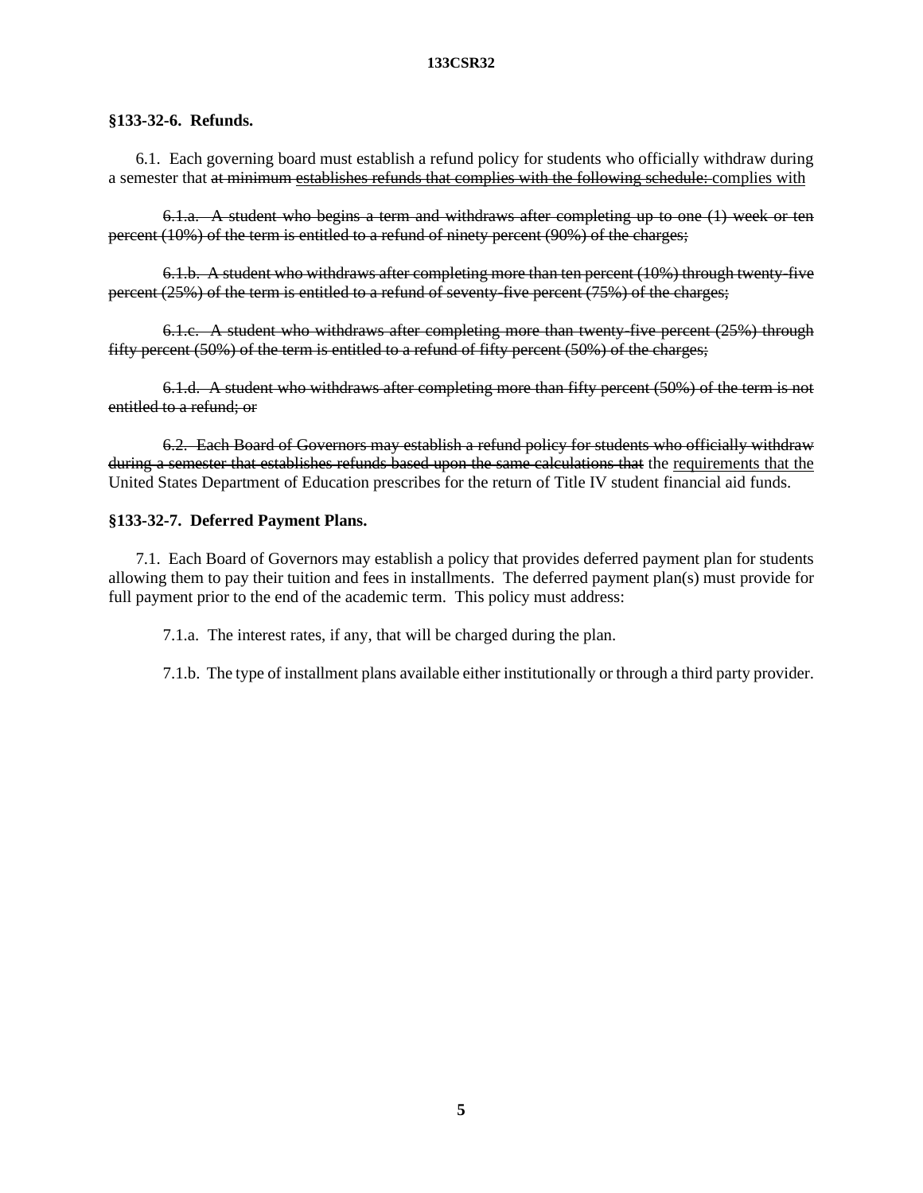**§133-32-6. Refunds.**

6.1. Each governing board must establish a refund policy for students who officially withdraw during a semester that ~~at minimum~~ ~~establishes refunds that complies with the following schedule:~~ <u>complies with</u>

~~6.1.a. A student who begins a term and withdraws after completing up to one (1) week or ten percent (10%) of the term is entitled to a refund of ninety percent (90%) of the charges;~~

~~6.1.b. A student who withdraws after completing more than ten percent (10%) through twenty-five percent (25%) of the term is entitled to a refund of seventy-five percent (75%) of the charges;~~

~~6.1.c. A student who withdraws after completing more than twenty-five percent (25%) through fifty percent (50%) of the term is entitled to a refund of fifty percent (50%) of the charges;~~

~~6.1.d. A student who withdraws after completing more than fifty percent (50%) of the term is not entitled to a refund; or~~

~~6.2. Each Board of Governors may establish a refund policy for students who officially withdraw during a semester that establishes refunds based upon the same calculations that~~ the <u>requirements that the</u> United States Department of Education prescribes for the return of Title IV student financial aid funds.

**§133-32-7. Deferred Payment Plans.**

7.1. Each Board of Governors may establish a policy that provides deferred payment plan for students allowing them to pay their tuition and fees in installments. The deferred payment plan(s) must provide for full payment prior to the end of the academic term. This policy must address:

7.1.a. The interest rates, if any, that will be charged during the plan.

7.1.b. The type of installment plans available either institutionally or through a third party provider.